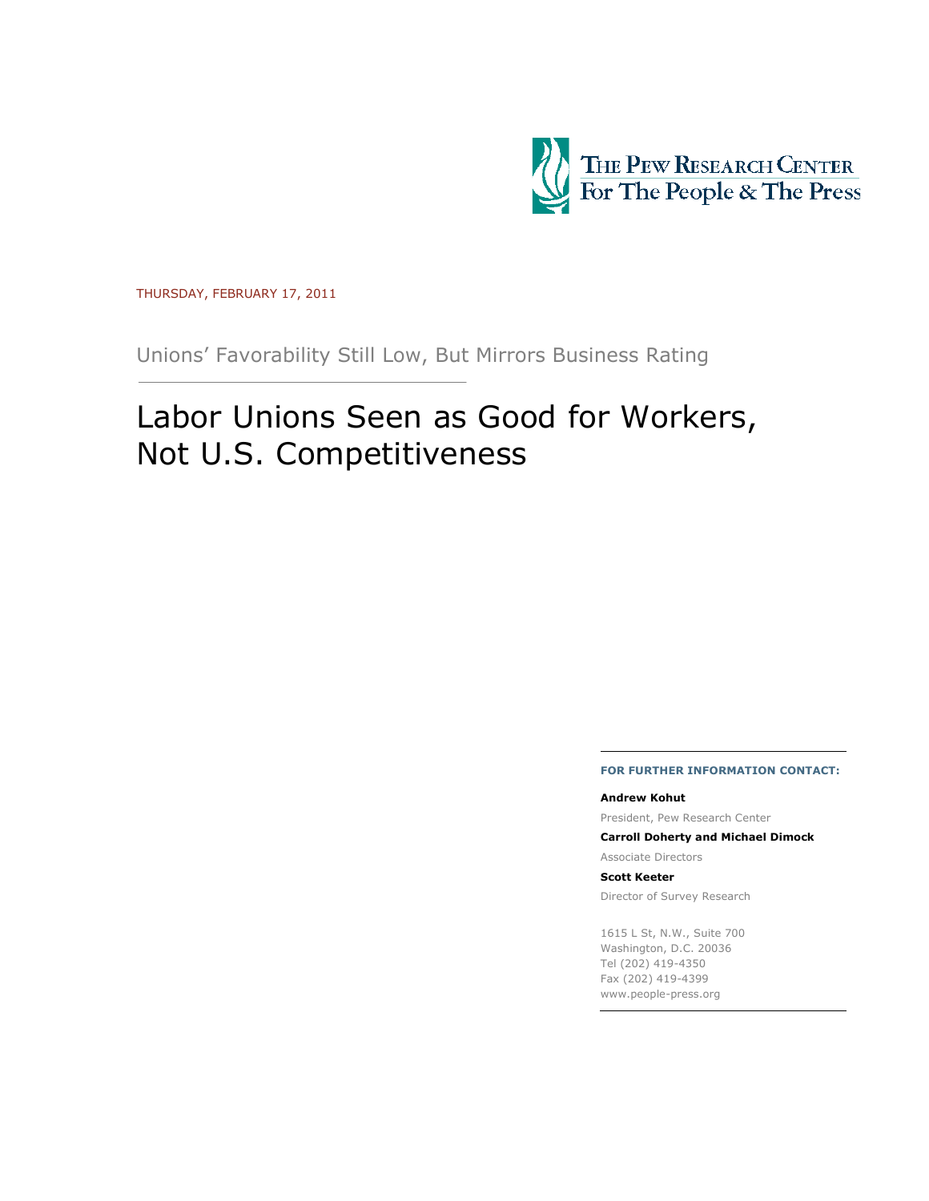THE PEW RESEARCH CENTER
For The People & The Press

THURSDAY, FEBRUARY 17, 2011

Unions' Favorability Still Low, But Mirrors Business Rating

# Labor Unions Seen as Good for Workers, Not U.S. Competitiveness

**FOR FURTHER INFORMATION CONTACT:**

**Andrew Kohut**

President, Pew Research Center

**Carroll Doherty and Michael Dimock**

Associate Directors

**Scott Keeter**

Director of Survey Research

1615 L St, N.W., Suite 700
Washington, D.C. 20036
Tel (202) 419-4350
Fax (202) 419-4399
www.people-press.org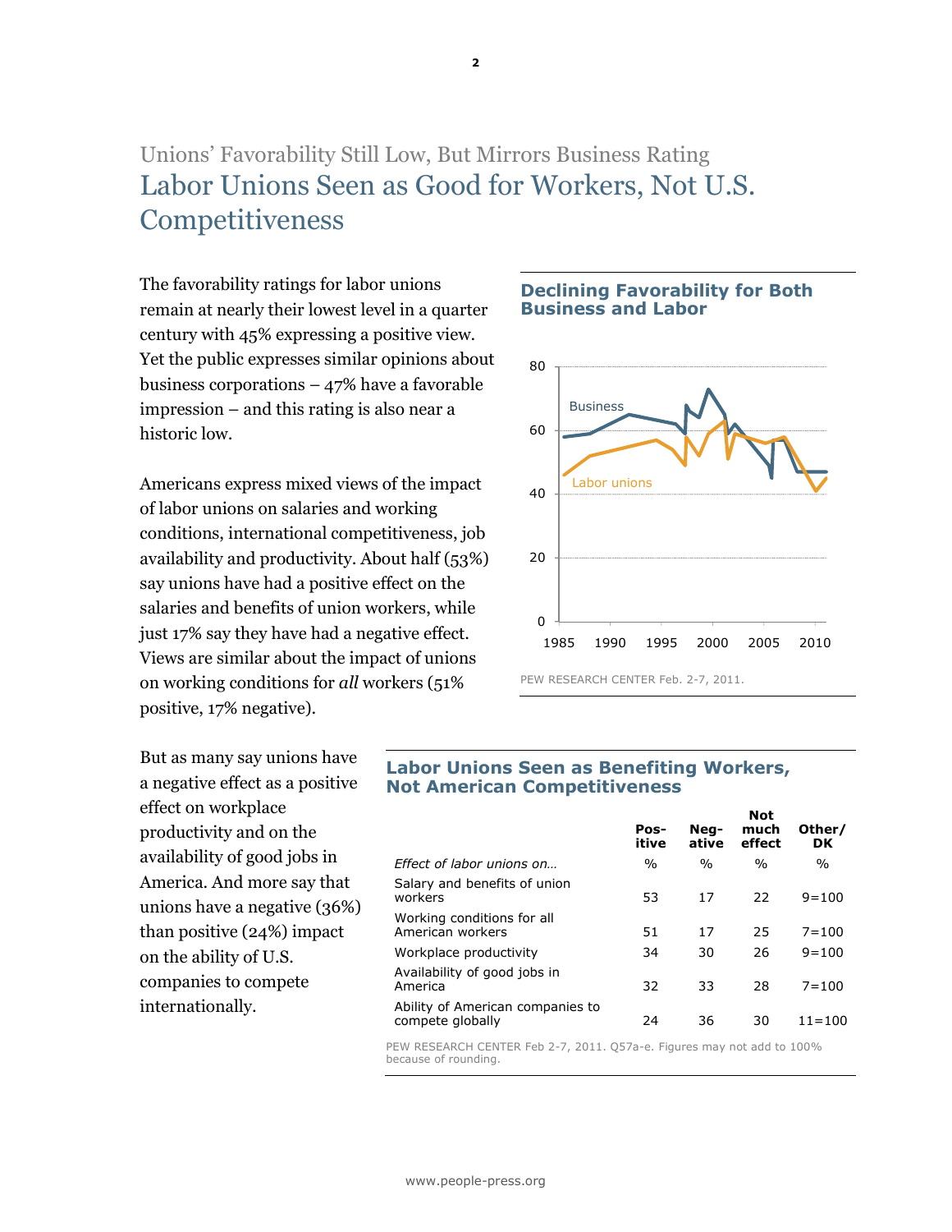Unions' Favorability Still Low, But Mirrors Business Rating

# Labor Unions Seen as Good for Workers, Not U.S. Competitiveness

The favorability ratings for labor unions remain at nearly their lowest level in a quarter century with 45% expressing a positive view. Yet the public expresses similar opinions about business corporations – 47% have a favorable impression – and this rating is also near a historic low.

Americans express mixed views of the impact of labor unions on salaries and working conditions, international competitiveness, job availability and productivity. About half (53%) say unions have had a positive effect on the salaries and benefits of union workers, while just 17% say they have had a negative effect. Views are similar about the impact of unions on working conditions for *all* workers (51% positive, 17% negative).

### Declining Favorability for Both Business and Labor

PEW RESEARCH CENTER Feb. 2-7, 2011.

But as many say unions have a negative effect as a positive effect on workplace productivity and on the availability of good jobs in America. And more say that unions have a negative (36%) than positive (24%) impact on the ability of U.S. companies to compete internationally.

### Labor Unions Seen as Benefiting Workers, Not American Competitiveness

| *Effect of labor unions on…* | Pos-itive | Neg-ative | Not much effect | Other/ DK |
|---|---|---|---|---|
| | % | % | % | % |
| Salary and benefits of union workers | 53 | 17 | 22 | 9=100 |
| Working conditions for all American workers | 51 | 17 | 25 | 7=100 |
| Workplace productivity | 34 | 30 | 26 | 9=100 |
| Availability of good jobs in America | 32 | 33 | 28 | 7=100 |
| Ability of American companies to compete globally | 24 | 36 | 30 | 11=100 |

PEW RESEARCH CENTER Feb 2-7, 2011. Q57a-e. Figures may not add to 100% because of rounding.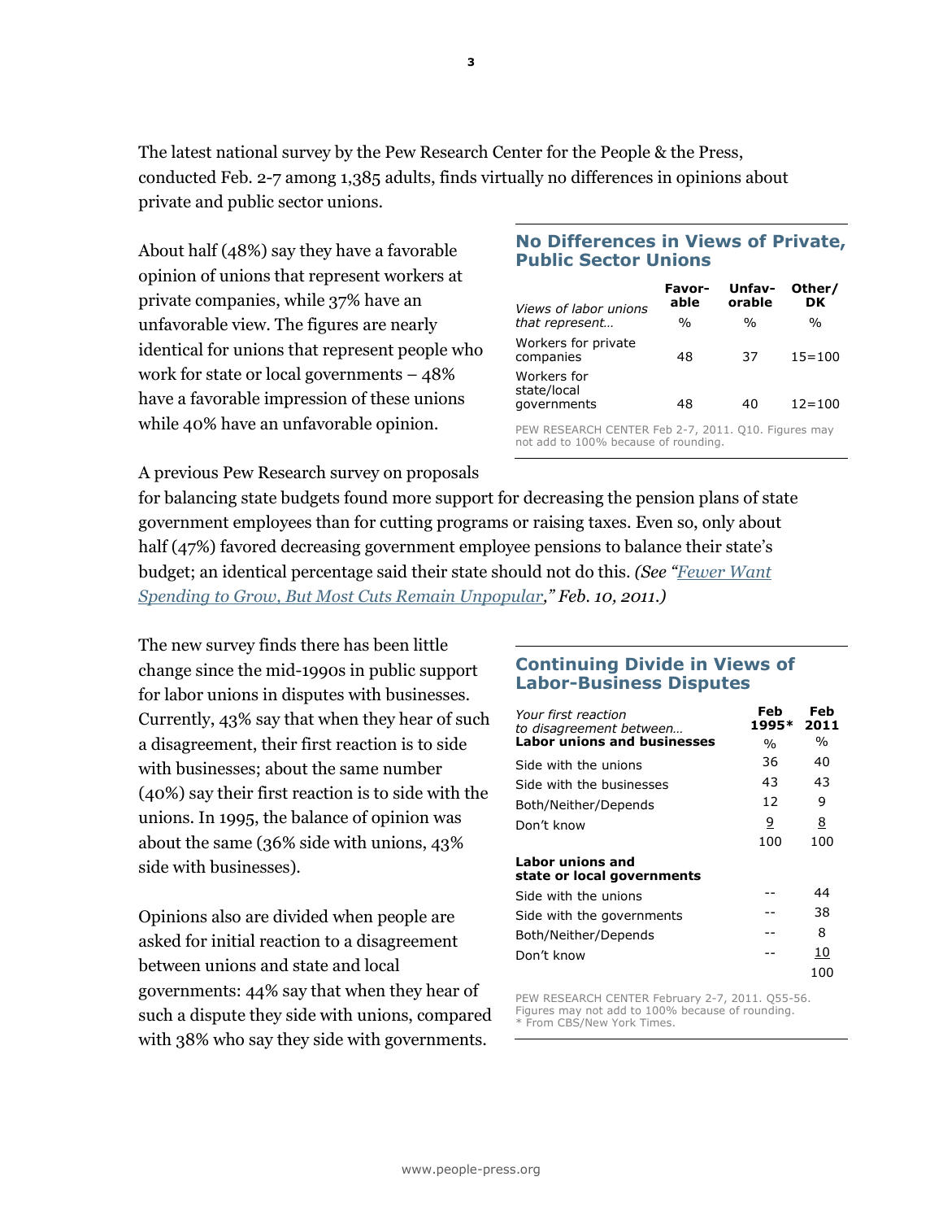The latest national survey by the Pew Research Center for the People & the Press, conducted Feb. 2-7 among 1,385 adults, finds virtually no differences in opinions about private and public sector unions.

About half (48%) say they have a favorable opinion of unions that represent workers at private companies, while 37% have an unfavorable view. The figures are nearly identical for unions that represent people who work for state or local governments – 48% have a favorable impression of these unions while 40% have an unfavorable opinion.

### No Differences in Views of Private, Public Sector Unions

| *Views of labor unions that represent…* | Favor-able | Unfav-orable | Other/ DK |
|---|---|---|---|
| | % | % | % |
| Workers for private companies | 48 | 37 | 15=100 |
| Workers for state/local governments | 48 | 40 | 12=100 |

PEW RESEARCH CENTER Feb 2-7, 2011. Q10. Figures may not add to 100% because of rounding.

A previous Pew Research survey on proposals for balancing state budgets found more support for decreasing the pension plans of state government employees than for cutting programs or raising taxes. Even so, only about half (47%) favored decreasing government employee pensions to balance their state's budget; an identical percentage said their state should not do this. *(See "Fewer Want Spending to Grow, But Most Cuts Remain Unpopular," Feb. 10, 2011.)*

The new survey finds there has been little change since the mid-1990s in public support for labor unions in disputes with businesses. Currently, 43% say that when they hear of such a disagreement, their first reaction is to side with businesses; about the same number (40%) say their first reaction is to side with the unions. In 1995, the balance of opinion was about the same (36% side with unions, 43% side with businesses).

Opinions also are divided when people are asked for initial reaction to a disagreement between unions and state and local governments: 44% say that when they hear of such a dispute they side with unions, compared with 38% who say they side with governments.

### Continuing Divide in Views of Labor-Business Disputes

| *Your first reaction to disagreement between…* | Feb 1995* | Feb 2011 |
|---|---|---|
| **Labor unions and businesses** | % | % |
| Side with the unions | 36 | 40 |
| Side with the businesses | 43 | 43 |
| Both/Neither/Depends | 12 | 9 |
| Don't know | 9 | 8 |
| | 100 | 100 |
| **Labor unions and state or local governments** | | |
| Side with the unions | -- | 44 |
| Side with the governments | -- | 38 |
| Both/Neither/Depends | -- | 8 |
| Don't know | -- | 10 |
| | | 100 |

PEW RESEARCH CENTER February 2-7, 2011. Q55-56. Figures may not add to 100% because of rounding.
* From CBS/New York Times.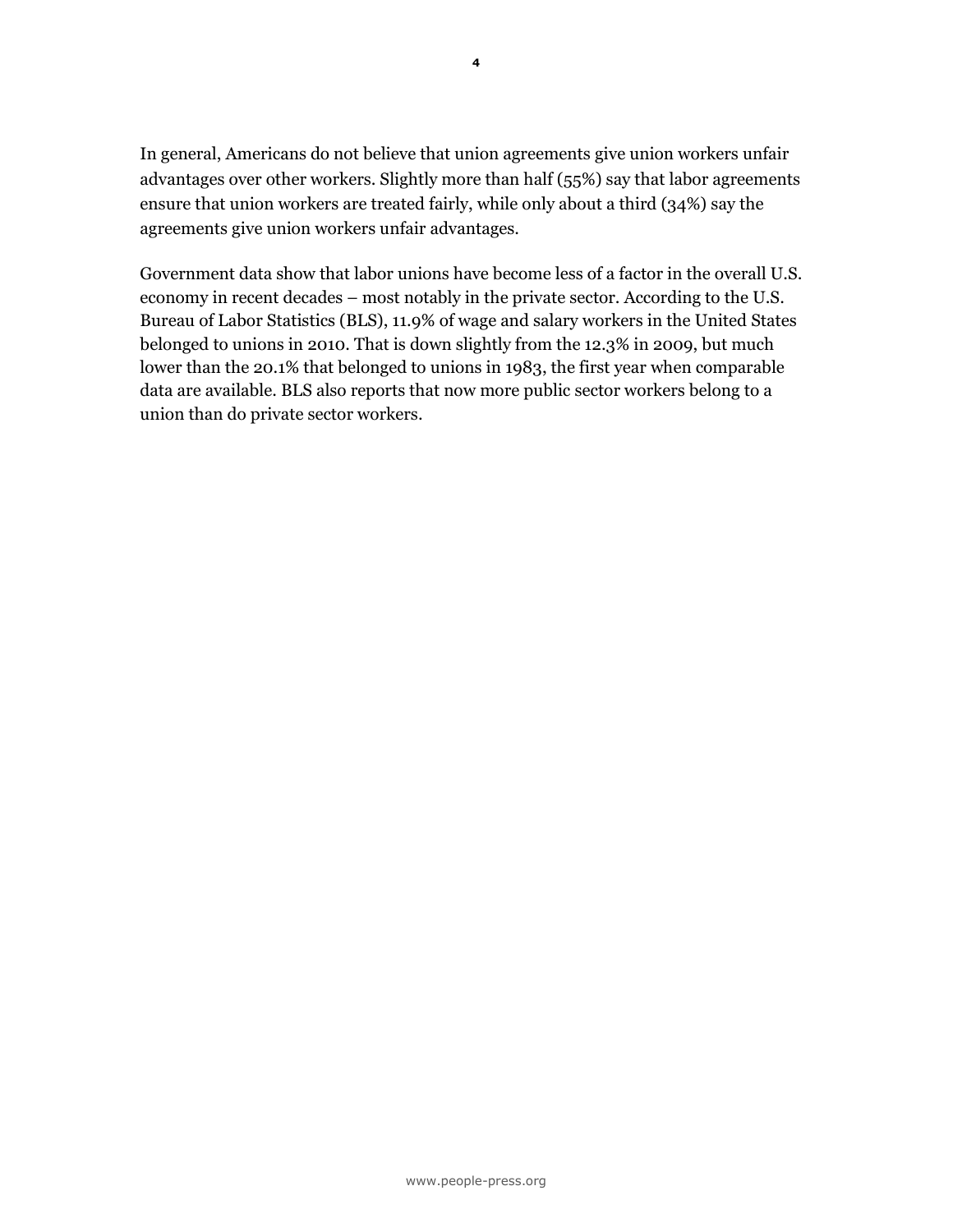In general, Americans do not believe that union agreements give union workers unfair advantages over other workers. Slightly more than half (55%) say that labor agreements ensure that union workers are treated fairly, while only about a third (34%) say the agreements give union workers unfair advantages.

Government data show that labor unions have become less of a factor in the overall U.S. economy in recent decades – most notably in the private sector. According to the U.S. Bureau of Labor Statistics (BLS), 11.9% of wage and salary workers in the United States belonged to unions in 2010. That is down slightly from the 12.3% in 2009, but much lower than the 20.1% that belonged to unions in 1983, the first year when comparable data are available. BLS also reports that now more public sector workers belong to a union than do private sector workers.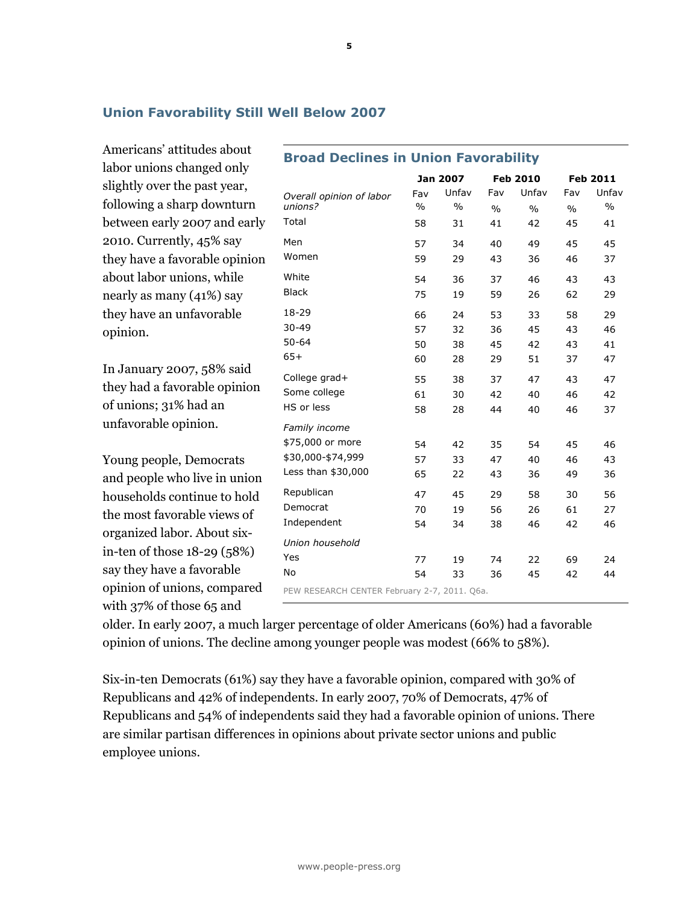## Union Favorability Still Well Below 2007

Americans' attitudes about labor unions changed only slightly over the past year, following a sharp downturn between early 2007 and early 2010. Currently, 45% say they have a favorable opinion about labor unions, while nearly as many (41%) say they have an unfavorable opinion.

In January 2007, 58% said they had a favorable opinion of unions; 31% had an unfavorable opinion.

Young people, Democrats and people who live in union households continue to hold the most favorable views of organized labor. About six-in-ten of those 18-29 (58%) say they have a favorable opinion of unions, compared with 37% of those 65 and older. In early 2007, a much larger percentage of older Americans (60%) had a favorable opinion of unions. The decline among younger people was modest (66% to 58%).

Six-in-ten Democrats (61%) say they have a favorable opinion, compared with 30% of Republicans and 42% of independents. In early 2007, 70% of Democrats, 47% of Republicans and 54% of independents said they had a favorable opinion of unions. There are similar partisan differences in opinions about private sector unions and public employee unions.

### Broad Declines in Union Favorability

| | Jan 2007 | | Feb 2010 | | Feb 2011 | |
|---|---|---|---|---|---|---|
| *Overall opinion of labor unions?* | Fav % | Unfav % | Fav % | Unfav % | Fav % | Unfav % |
| Total | 58 | 31 | 41 | 42 | 45 | 41 |
| Men | 57 | 34 | 40 | 49 | 45 | 45 |
| Women | 59 | 29 | 43 | 36 | 46 | 37 |
| White | 54 | 36 | 37 | 46 | 43 | 43 |
| Black | 75 | 19 | 59 | 26 | 62 | 29 |
| 18-29 | 66 | 24 | 53 | 33 | 58 | 29 |
| 30-49 | 57 | 32 | 36 | 45 | 43 | 46 |
| 50-64 | 50 | 38 | 45 | 42 | 43 | 41 |
| 65+ | 60 | 28 | 29 | 51 | 37 | 47 |
| College grad+ | 55 | 38 | 37 | 47 | 43 | 47 |
| Some college | 61 | 30 | 42 | 40 | 46 | 42 |
| HS or less | 58 | 28 | 44 | 40 | 46 | 37 |
| *Family income* | | | | | | |
| $75,000 or more | 54 | 42 | 35 | 54 | 45 | 46 |
| $30,000-$74,999 | 57 | 33 | 47 | 40 | 46 | 43 |
| Less than $30,000 | 65 | 22 | 43 | 36 | 49 | 36 |
| Republican | 47 | 45 | 29 | 58 | 30 | 56 |
| Democrat | 70 | 19 | 56 | 26 | 61 | 27 |
| Independent | 54 | 34 | 38 | 46 | 42 | 46 |
| *Union household* | | | | | | |
| Yes | 77 | 19 | 74 | 22 | 69 | 24 |
| No | 54 | 33 | 36 | 45 | 42 | 44 |

PEW RESEARCH CENTER February 2-7, 2011. Q6a.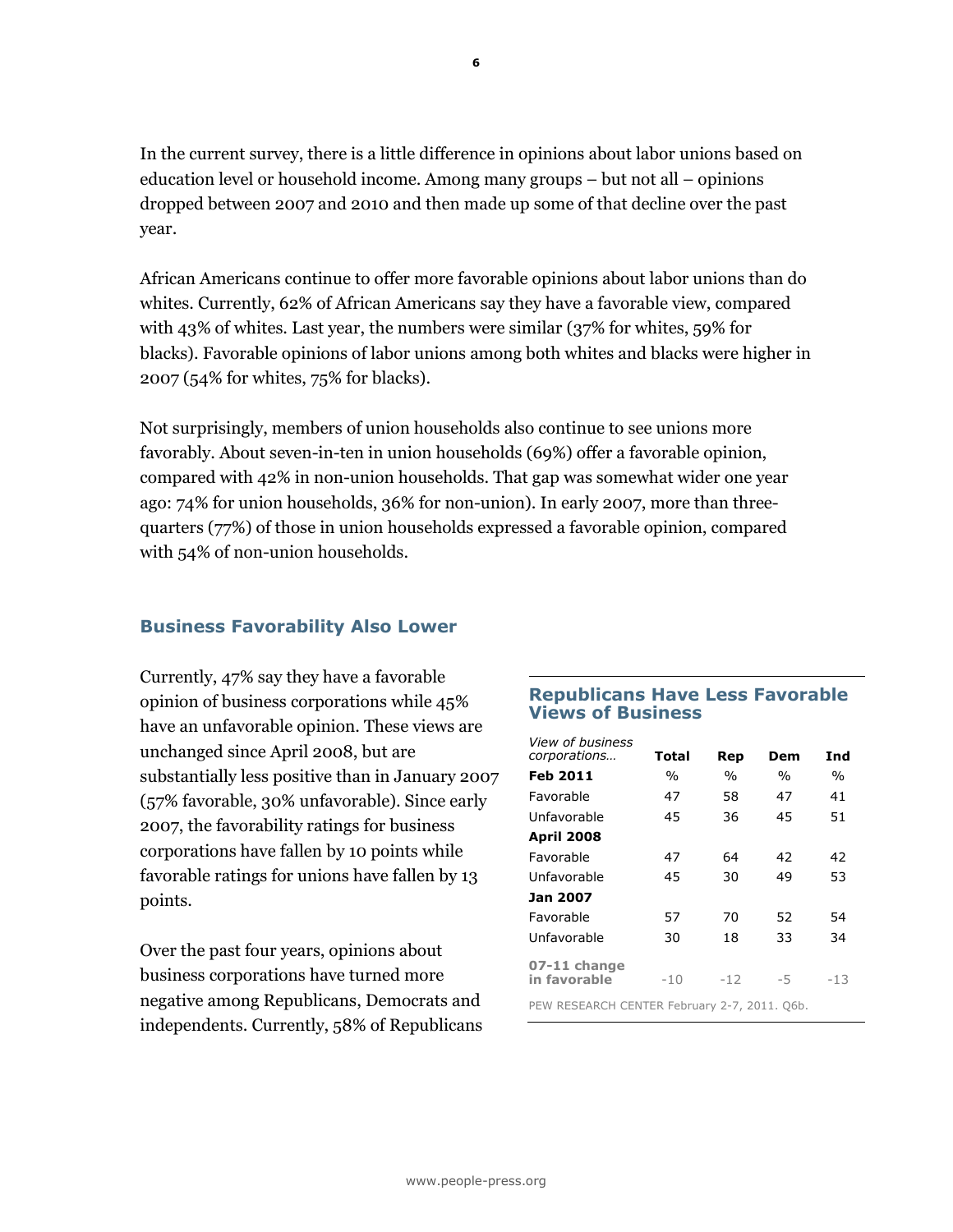In the current survey, there is a little difference in opinions about labor unions based on education level or household income. Among many groups – but not all – opinions dropped between 2007 and 2010 and then made up some of that decline over the past year.

African Americans continue to offer more favorable opinions about labor unions than do whites. Currently, 62% of African Americans say they have a favorable view, compared with 43% of whites. Last year, the numbers were similar (37% for whites, 59% for blacks). Favorable opinions of labor unions among both whites and blacks were higher in 2007 (54% for whites, 75% for blacks).

Not surprisingly, members of union households also continue to see unions more favorably. About seven-in-ten in union households (69%) offer a favorable opinion, compared with 42% in non-union households. That gap was somewhat wider one year ago: 74% for union households, 36% for non-union). In early 2007, more than three-quarters (77%) of those in union households expressed a favorable opinion, compared with 54% of non-union households.

## Business Favorability Also Lower

Currently, 47% say they have a favorable opinion of business corporations while 45% have an unfavorable opinion. These views are unchanged since April 2008, but are substantially less positive than in January 2007 (57% favorable, 30% unfavorable). Since early 2007, the favorability ratings for business corporations have fallen by 10 points while favorable ratings for unions have fallen by 13 points.

Over the past four years, opinions about business corporations have turned more negative among Republicans, Democrats and independents. Currently, 58% of Republicans

### Republicans Have Less Favorable Views of Business

| *View of business corporations…* | Total | Rep | Dem | Ind |
|---|---|---|---|---|
| **Feb 2011** | % | % | % | % |
| Favorable | 47 | 58 | 47 | 41 |
| Unfavorable | 45 | 36 | 45 | 51 |
| **April 2008** | | | | |
| Favorable | 47 | 64 | 42 | 42 |
| Unfavorable | 45 | 30 | 49 | 53 |
| **Jan 2007** | | | | |
| Favorable | 57 | 70 | 52 | 54 |
| Unfavorable | 30 | 18 | 33 | 34 |
| **07-11 change in favorable** | -10 | -12 | -5 | -13 |

PEW RESEARCH CENTER February 2-7, 2011. Q6b.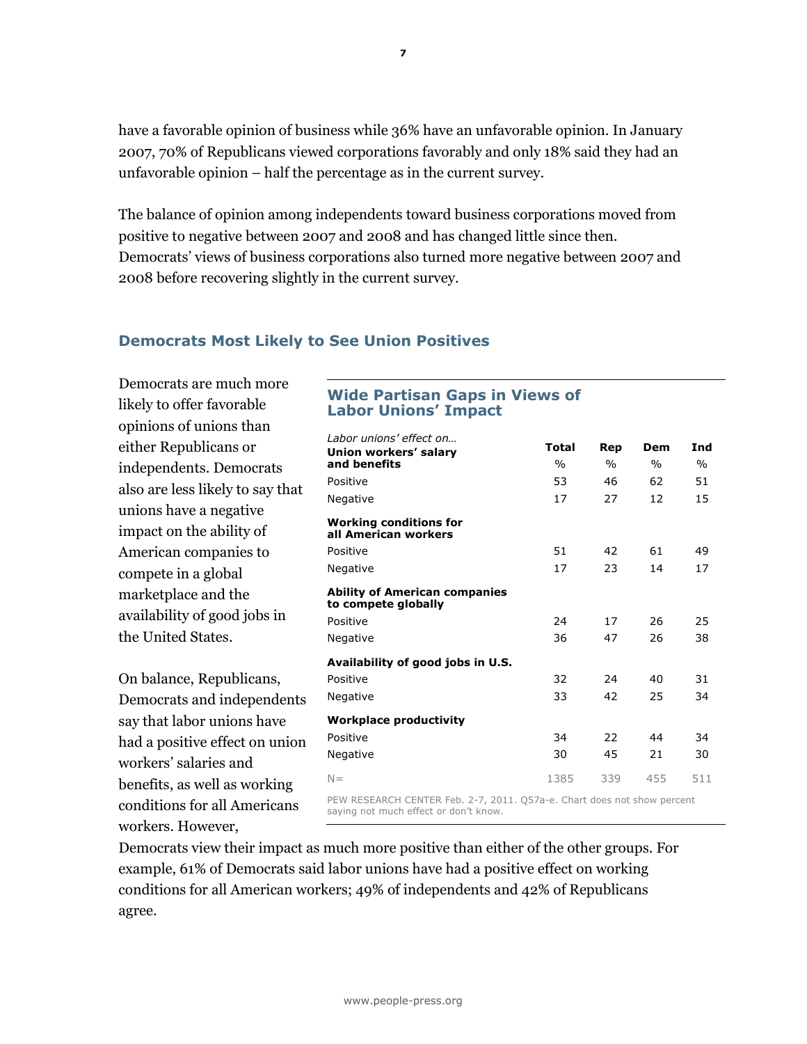have a favorable opinion of business while 36% have an unfavorable opinion. In January 2007, 70% of Republicans viewed corporations favorably and only 18% said they had an unfavorable opinion – half the percentage as in the current survey.

The balance of opinion among independents toward business corporations moved from positive to negative between 2007 and 2008 and has changed little since then. Democrats' views of business corporations also turned more negative between 2007 and 2008 before recovering slightly in the current survey.

## Democrats Most Likely to See Union Positives

Democrats are much more likely to offer favorable opinions of unions than either Republicans or independents. Democrats also are less likely to say that unions have a negative impact on the ability of American companies to compete in a global marketplace and the availability of good jobs in the United States.

On balance, Republicans, Democrats and independents say that labor unions have had a positive effect on union workers' salaries and benefits, as well as working conditions for all Americans workers. However, Democrats view their impact as much more positive than either of the other groups. For example, 61% of Democrats said labor unions have had a positive effect on working conditions for all American workers; 49% of independents and 42% of Republicans agree.

### Wide Partisan Gaps in Views of Labor Unions' Impact

| *Labor unions' effect on…* | Total | Rep | Dem | Ind |
|---|---|---|---|---|
| **Union workers' salary and benefits** | % | % | % | % |
| Positive | 53 | 46 | 62 | 51 |
| Negative | 17 | 27 | 12 | 15 |
| **Working conditions for all American workers** | | | | |
| Positive | 51 | 42 | 61 | 49 |
| Negative | 17 | 23 | 14 | 17 |
| **Ability of American companies to compete globally** | | | | |
| Positive | 24 | 17 | 26 | 25 |
| Negative | 36 | 47 | 26 | 38 |
| **Availability of good jobs in U.S.** | | | | |
| Positive | 32 | 24 | 40 | 31 |
| Negative | 33 | 42 | 25 | 34 |
| **Workplace productivity** | | | | |
| Positive | 34 | 22 | 44 | 34 |
| Negative | 30 | 45 | 21 | 30 |
| N= | 1385 | 339 | 455 | 511 |

PEW RESEARCH CENTER Feb. 2-7, 2011. Q57a-e. Chart does not show percent saying not much effect or don't know.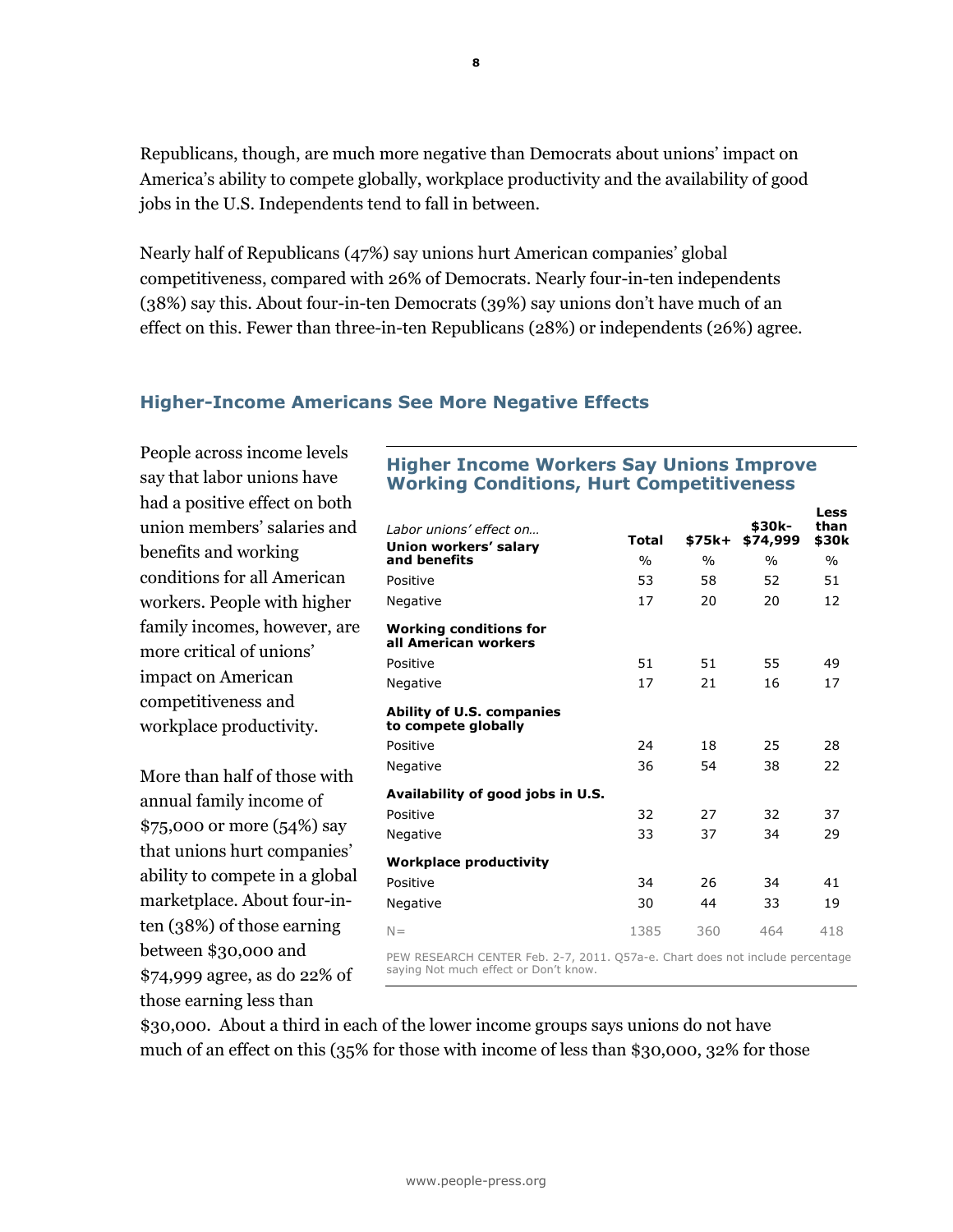Republicans, though, are much more negative than Democrats about unions' impact on America's ability to compete globally, workplace productivity and the availability of good jobs in the U.S. Independents tend to fall in between.

Nearly half of Republicans (47%) say unions hurt American companies' global competitiveness, compared with 26% of Democrats. Nearly four-in-ten independents (38%) say this. About four-in-ten Democrats (39%) say unions don't have much of an effect on this. Fewer than three-in-ten Republicans (28%) or independents (26%) agree.

## Higher-Income Americans See More Negative Effects

People across income levels say that labor unions have had a positive effect on both union members' salaries and benefits and working conditions for all American workers. People with higher family incomes, however, are more critical of unions' impact on American competitiveness and workplace productivity.

### Higher Income Workers Say Unions Improve Working Conditions, Hurt Competitiveness

| *Labor unions' effect on…* | Total | $75k+ | $30k-$74,999 | Less than $30k |
|---|---|---|---|---|
| **Union workers' salary and benefits** | % | % | % | % |
| Positive | 53 | 58 | 52 | 51 |
| Negative | 17 | 20 | 20 | 12 |
| **Working conditions for all American workers** | | | | |
| Positive | 51 | 51 | 55 | 49 |
| Negative | 17 | 21 | 16 | 17 |
| **Ability of U.S. companies to compete globally** | | | | |
| Positive | 24 | 18 | 25 | 28 |
| Negative | 36 | 54 | 38 | 22 |
| **Availability of good jobs in U.S.** | | | | |
| Positive | 32 | 27 | 32 | 37 |
| Negative | 33 | 37 | 34 | 29 |
| **Workplace productivity** | | | | |
| Positive | 34 | 26 | 34 | 41 |
| Negative | 30 | 44 | 33 | 19 |
| N= | 1385 | 360 | 464 | 418 |

PEW RESEARCH CENTER Feb. 2-7, 2011. Q57a-e. Chart does not include percentage saying Not much effect or Don't know.

More than half of those with annual family income of $75,000 or more (54%) say that unions hurt companies' ability to compete in a global marketplace. About four-in-ten (38%) of those earning between $30,000 and $74,999 agree, as do 22% of those earning less than $30,000. About a third in each of the lower income groups says unions do not have much of an effect on this (35% for those with income of less than $30,000, 32% for those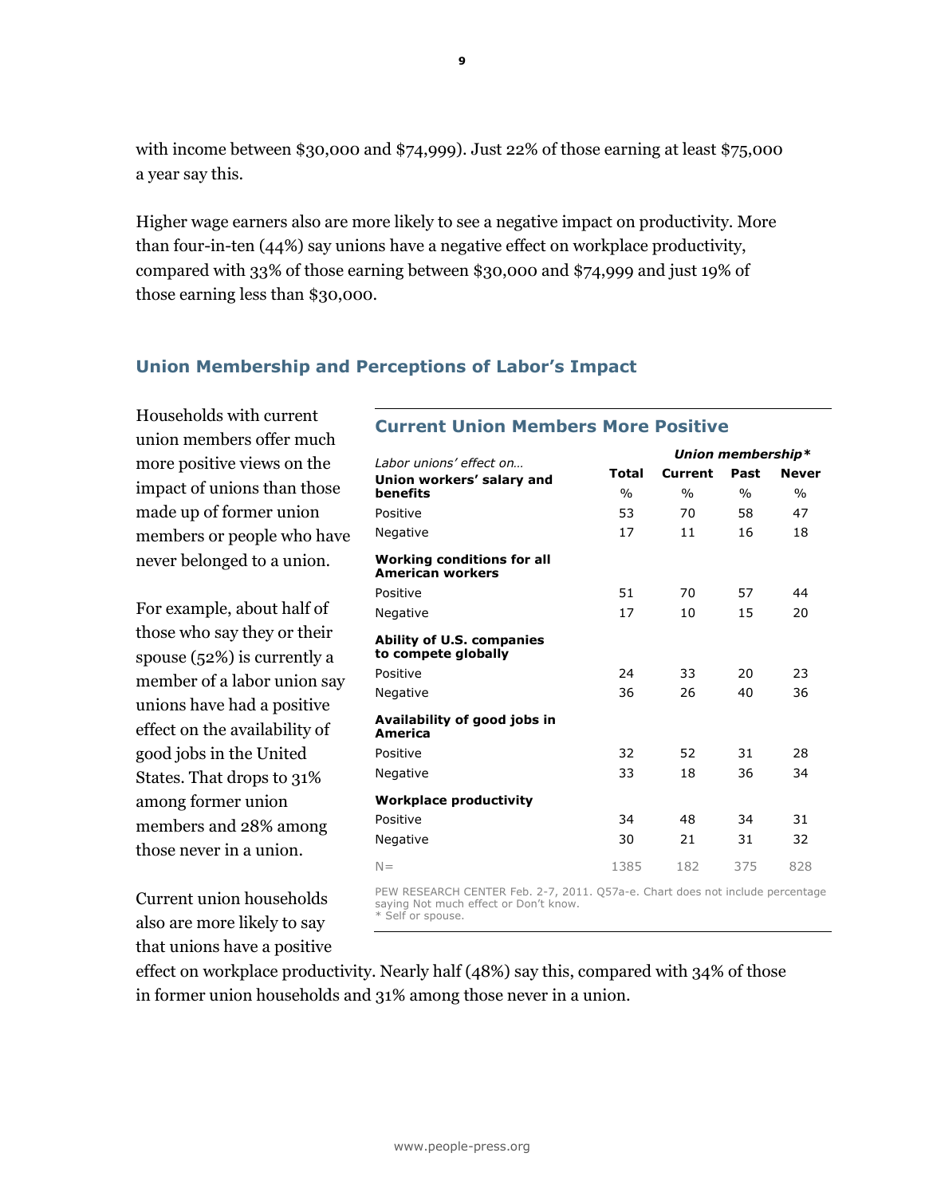with income between $30,000 and $74,999). Just 22% of those earning at least $75,000 a year say this.

Higher wage earners also are more likely to see a negative impact on productivity. More than four-in-ten (44%) say unions have a negative effect on workplace productivity, compared with 33% of those earning between $30,000 and $74,999 and just 19% of those earning less than $30,000.

## Union Membership and Perceptions of Labor's Impact

Households with current union members offer much more positive views on the impact of unions than those made up of former union members or people who have never belonged to a union.

For example, about half of those who say they or their spouse (52%) is currently a member of a labor union say unions have had a positive effect on the availability of good jobs in the United States. That drops to 31% among former union members and 28% among those never in a union.

Current union households also are more likely to say that unions have a positive effect on workplace productivity. Nearly half (48%) say this, compared with 34% of those in former union households and 31% among those never in a union.

### Current Union Members More Positive

| *Labor unions' effect on…* | | *Union membership** | | |
|---|---|---|---|---|
| | **Total** | **Current** | **Past** | **Never** |
| **Union workers' salary and benefits** | % | % | % | % |
| Positive | 53 | 70 | 58 | 47 |
| Negative | 17 | 11 | 16 | 18 |
| **Working conditions for all American workers** | | | | |
| Positive | 51 | 70 | 57 | 44 |
| Negative | 17 | 10 | 15 | 20 |
| **Ability of U.S. companies to compete globally** | | | | |
| Positive | 24 | 33 | 20 | 23 |
| Negative | 36 | 26 | 40 | 36 |
| **Availability of good jobs in America** | | | | |
| Positive | 32 | 52 | 31 | 28 |
| Negative | 33 | 18 | 36 | 34 |
| **Workplace productivity** | | | | |
| Positive | 34 | 48 | 34 | 31 |
| Negative | 30 | 21 | 31 | 32 |
| N= | 1385 | 182 | 375 | 828 |

PEW RESEARCH CENTER Feb. 2-7, 2011. Q57a-e. Chart does not include percentage saying Not much effect or Don't know.
* Self or spouse.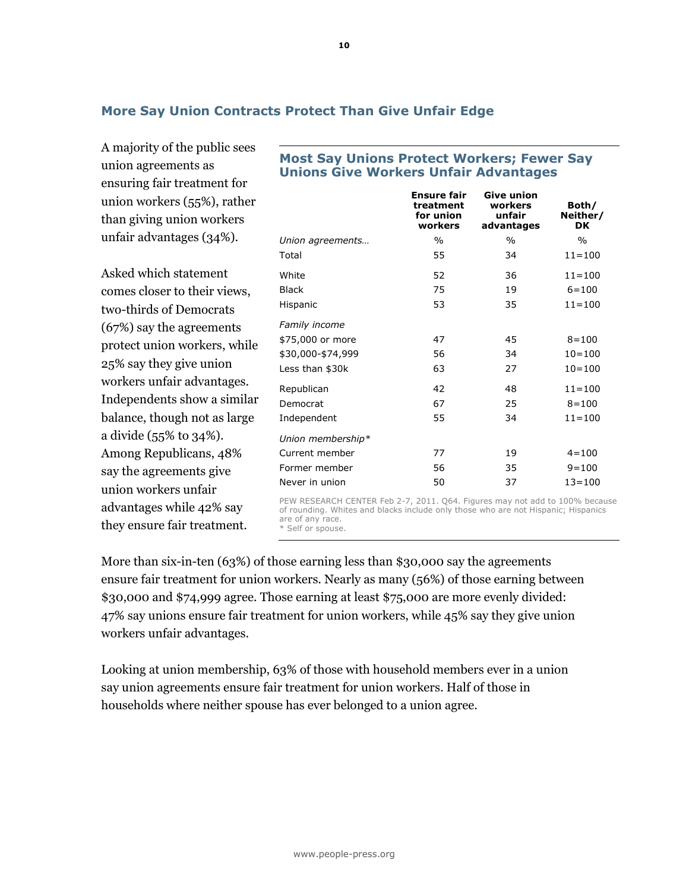## More Say Union Contracts Protect Than Give Unfair Edge

A majority of the public sees union agreements as ensuring fair treatment for union workers (55%), rather than giving union workers unfair advantages (34%).

Asked which statement comes closer to their views, two-thirds of Democrats (67%) say the agreements protect union workers, while 25% say they give union workers unfair advantages. Independents show a similar balance, though not as large a divide (55% to 34%). Among Republicans, 48% say the agreements give union workers unfair advantages while 42% say they ensure fair treatment.

### Most Say Unions Protect Workers; Fewer Say Unions Give Workers Unfair Advantages

| | Ensure fair treatment for union workers | Give union workers unfair advantages | Both/ Neither/ DK |
|---|---|---|---|
| *Union agreements…* | % | % | % |
| Total | 55 | 34 | 11=100 |
| White | 52 | 36 | 11=100 |
| Black | 75 | 19 | 6=100 |
| Hispanic | 53 | 35 | 11=100 |
| *Family income* | | | |
| $75,000 or more | 47 | 45 | 8=100 |
| $30,000-$74,999 | 56 | 34 | 10=100 |
| Less than $30k | 63 | 27 | 10=100 |
| Republican | 42 | 48 | 11=100 |
| Democrat | 67 | 25 | 8=100 |
| Independent | 55 | 34 | 11=100 |
| *Union membership** | | | |
| Current member | 77 | 19 | 4=100 |
| Former member | 56 | 35 | 9=100 |
| Never in union | 50 | 37 | 13=100 |

PEW RESEARCH CENTER Feb 2-7, 2011. Q64. Figures may not add to 100% because of rounding. Whites and blacks include only those who are not Hispanic; Hispanics are of any race.
* Self or spouse.

More than six-in-ten (63%) of those earning less than $30,000 say the agreements ensure fair treatment for union workers. Nearly as many (56%) of those earning between $30,000 and $74,999 agree. Those earning at least $75,000 are more evenly divided: 47% say unions ensure fair treatment for union workers, while 45% say they give union workers unfair advantages.

Looking at union membership, 63% of those with household members ever in a union say union agreements ensure fair treatment for union workers. Half of those in households where neither spouse has ever belonged to a union agree.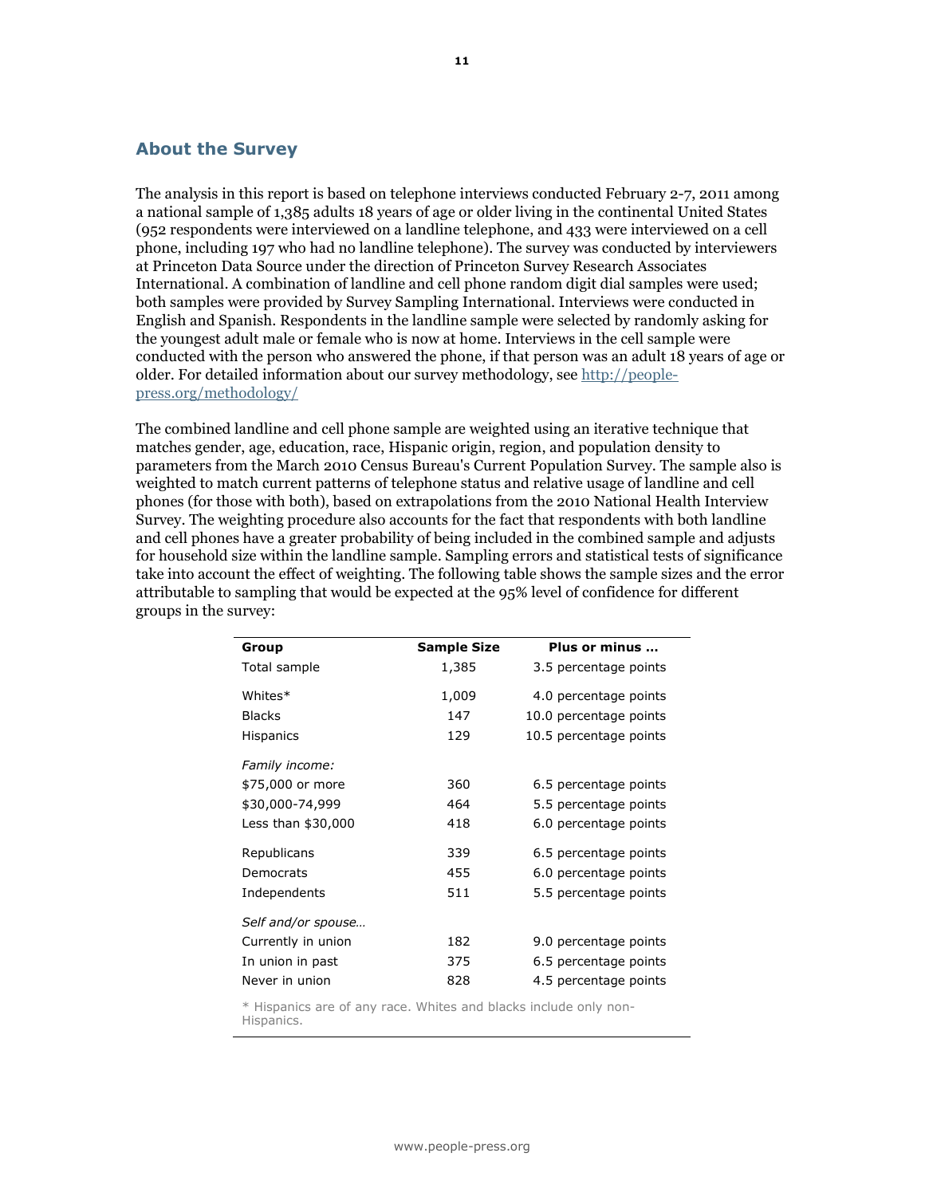## About the Survey

The analysis in this report is based on telephone interviews conducted February 2-7, 2011 among a national sample of 1,385 adults 18 years of age or older living in the continental United States (952 respondents were interviewed on a landline telephone, and 433 were interviewed on a cell phone, including 197 who had no landline telephone). The survey was conducted by interviewers at Princeton Data Source under the direction of Princeton Survey Research Associates International. A combination of landline and cell phone random digit dial samples were used; both samples were provided by Survey Sampling International. Interviews were conducted in English and Spanish. Respondents in the landline sample were selected by randomly asking for the youngest adult male or female who is now at home. Interviews in the cell sample were conducted with the person who answered the phone, if that person was an adult 18 years of age or older. For detailed information about our survey methodology, see http://people-press.org/methodology/

The combined landline and cell phone sample are weighted using an iterative technique that matches gender, age, education, race, Hispanic origin, region, and population density to parameters from the March 2010 Census Bureau's Current Population Survey. The sample also is weighted to match current patterns of telephone status and relative usage of landline and cell phones (for those with both), based on extrapolations from the 2010 National Health Interview Survey. The weighting procedure also accounts for the fact that respondents with both landline and cell phones have a greater probability of being included in the combined sample and adjusts for household size within the landline sample. Sampling errors and statistical tests of significance take into account the effect of weighting. The following table shows the sample sizes and the error attributable to sampling that would be expected at the 95% level of confidence for different groups in the survey:

| Group | Sample Size | Plus or minus ... |
|---|---|---|
| Total sample | 1,385 | 3.5 percentage points |
| Whites* | 1,009 | 4.0 percentage points |
| Blacks | 147 | 10.0 percentage points |
| Hispanics | 129 | 10.5 percentage points |
| *Family income:* | | |
| $75,000 or more | 360 | 6.5 percentage points |
| $30,000-74,999 | 464 | 5.5 percentage points |
| Less than $30,000 | 418 | 6.0 percentage points |
| Republicans | 339 | 6.5 percentage points |
| Democrats | 455 | 6.0 percentage points |
| Independents | 511 | 5.5 percentage points |
| *Self and/or spouse…* | | |
| Currently in union | 182 | 9.0 percentage points |
| In union in past | 375 | 6.5 percentage points |
| Never in union | 828 | 4.5 percentage points |

* Hispanics are of any race. Whites and blacks include only non-Hispanics.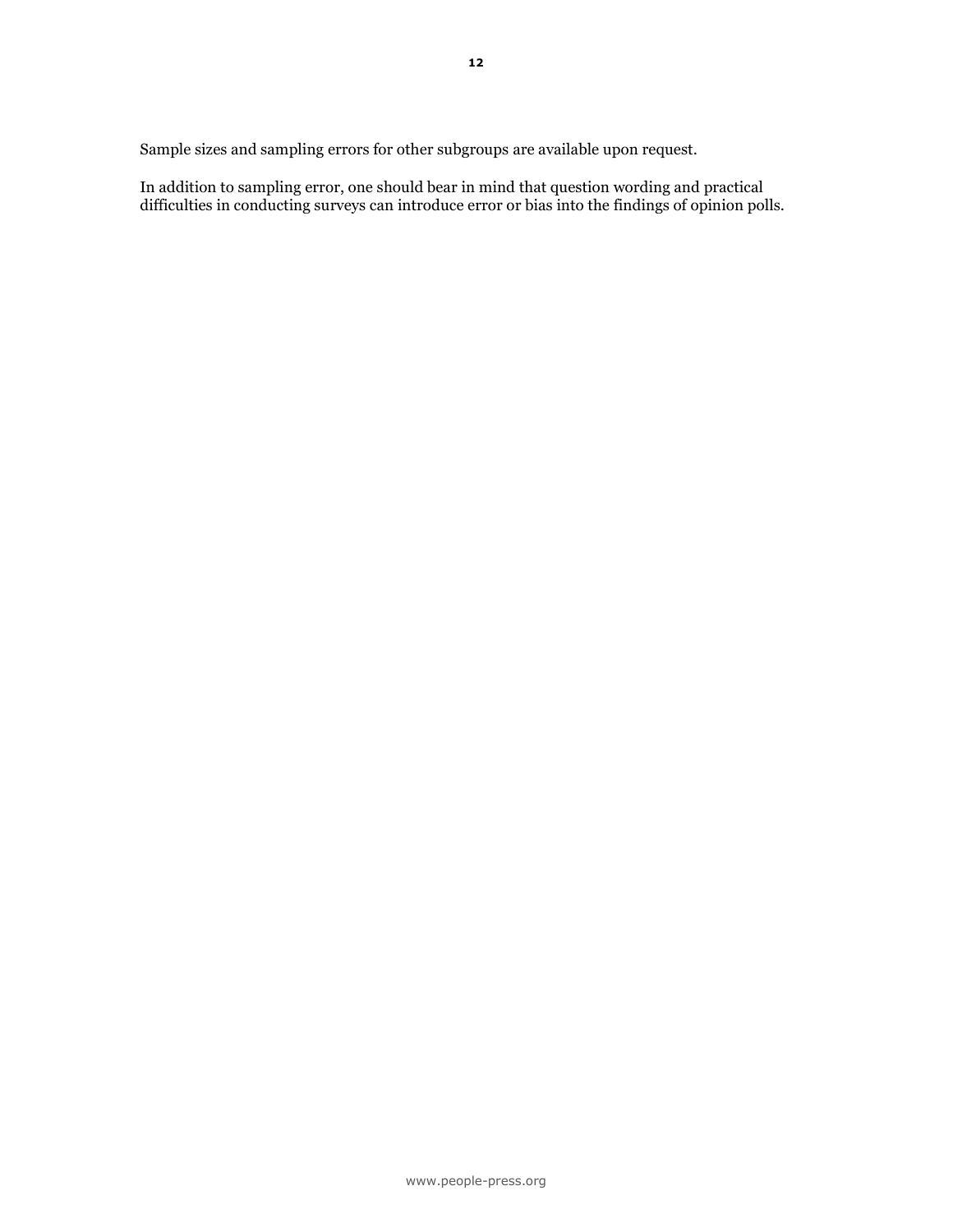Sample sizes and sampling errors for other subgroups are available upon request.

In addition to sampling error, one should bear in mind that question wording and practical difficulties in conducting surveys can introduce error or bias into the findings of opinion polls.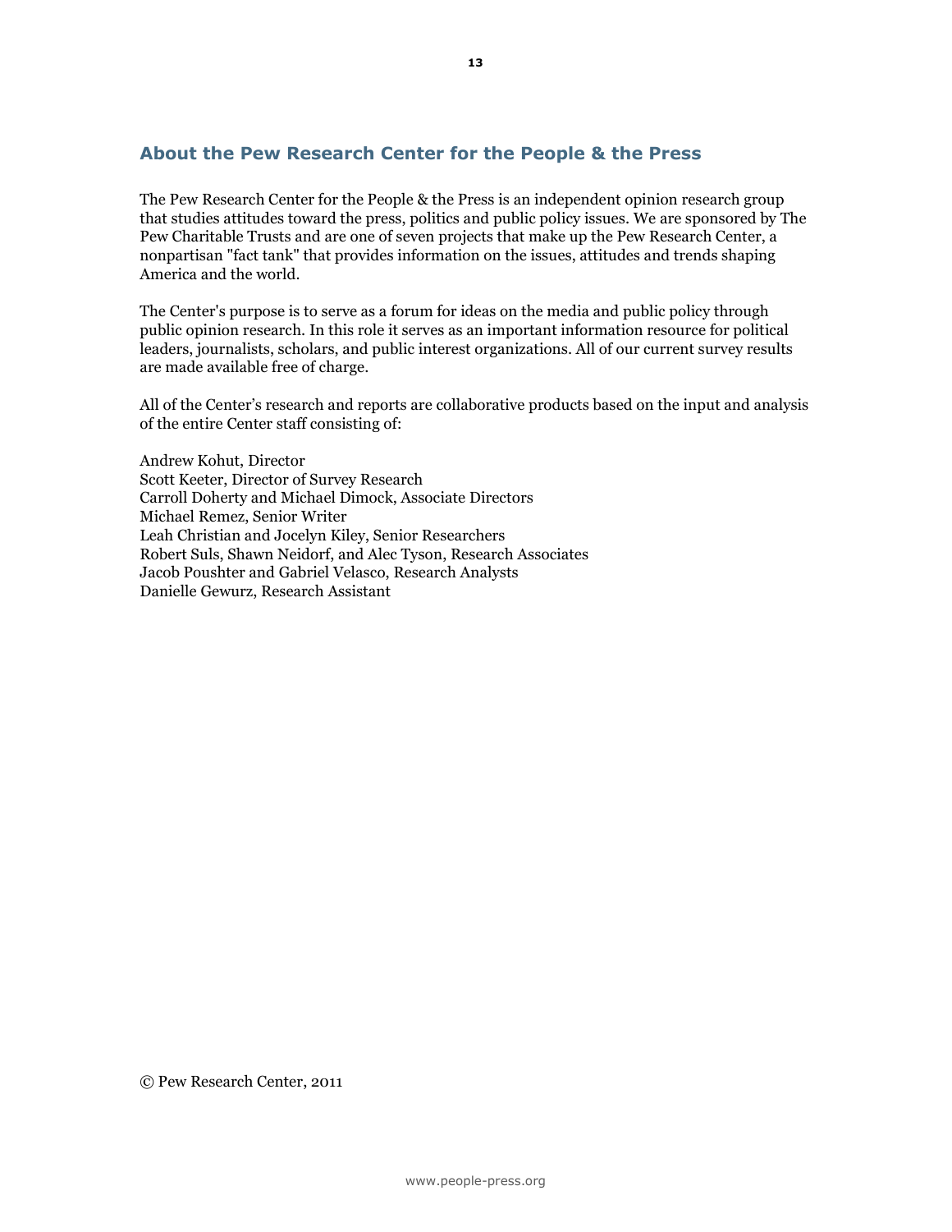## About the Pew Research Center for the People & the Press

The Pew Research Center for the People & the Press is an independent opinion research group that studies attitudes toward the press, politics and public policy issues. We are sponsored by The Pew Charitable Trusts and are one of seven projects that make up the Pew Research Center, a nonpartisan "fact tank" that provides information on the issues, attitudes and trends shaping America and the world.

The Center's purpose is to serve as a forum for ideas on the media and public policy through public opinion research. In this role it serves as an important information resource for political leaders, journalists, scholars, and public interest organizations. All of our current survey results are made available free of charge.

All of the Center's research and reports are collaborative products based on the input and analysis of the entire Center staff consisting of:

Andrew Kohut, Director
Scott Keeter, Director of Survey Research
Carroll Doherty and Michael Dimock, Associate Directors
Michael Remez, Senior Writer
Leah Christian and Jocelyn Kiley, Senior Researchers
Robert Suls, Shawn Neidorf, and Alec Tyson, Research Associates
Jacob Poushter and Gabriel Velasco, Research Analysts
Danielle Gewurz, Research Assistant

© Pew Research Center, 2011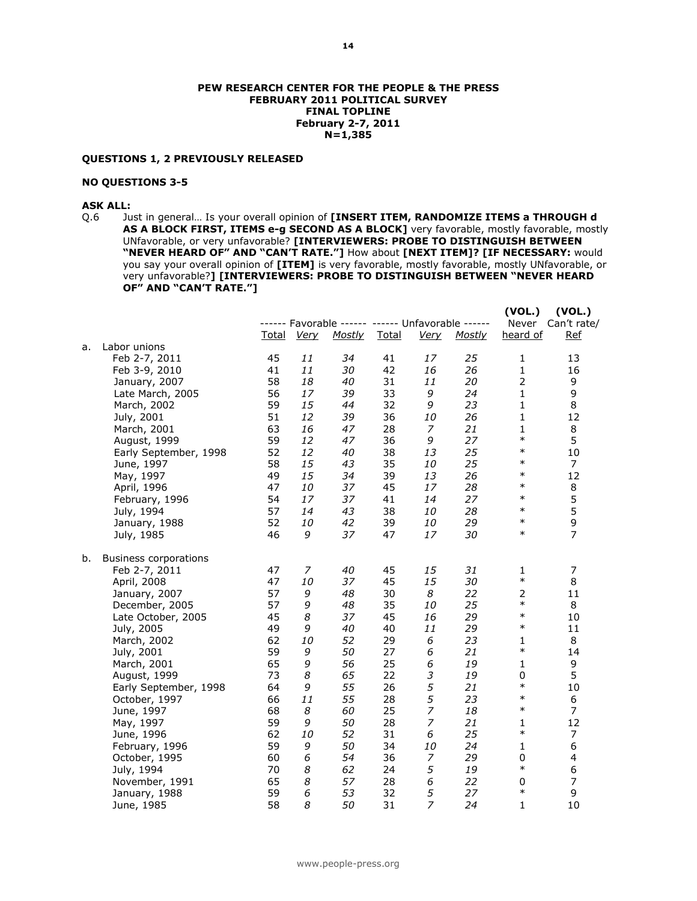**PEW RESEARCH CENTER FOR THE PEOPLE & THE PRESS**
**FEBRUARY 2011 POLITICAL SURVEY**
**FINAL TOPLINE**
**February 2-7, 2011**
**N=1,385**

**QUESTIONS 1, 2 PREVIOUSLY RELEASED**

**NO QUESTIONS 3-5**

**ASK ALL:**

Q.6 Just in general… Is your overall opinion of **[INSERT ITEM, RANDOMIZE ITEMS a THROUGH d AS A BLOCK FIRST, ITEMS e-g SECOND AS A BLOCK]** very favorable, mostly favorable, mostly UNfavorable, or very unfavorable? **[INTERVIEWERS: PROBE TO DISTINGUISH BETWEEN "NEVER HEARD OF" AND "CAN'T RATE."]** How about **[NEXT ITEM]? [IF NECESSARY:** would you say your overall opinion of **[ITEM]** is very favorable, mostly favorable, mostly UNfavorable, or very unfavorable?**] [INTERVIEWERS: PROBE TO DISTINGUISH BETWEEN "NEVER HEARD OF" AND "CAN'T RATE."]**

| | ------ Favorable ------ | | | ------ Unfavorable ------ | | | (VOL.) | (VOL.) |
|---|---|---|---|---|---|---|---|---|
| | Total | *Very* | *Mostly* | Total | *Very* | *Mostly* | Never heard of | Can't rate/ Ref |
| a. Labor unions | | | | | | | | |
| Feb 2-7, 2011 | 45 | *11* | *34* | 41 | *17* | *25* | 1 | 13 |
| Feb 3-9, 2010 | 41 | *11* | *30* | 42 | *16* | *26* | 1 | 16 |
| January, 2007 | 58 | *18* | *40* | 31 | *11* | *20* | 2 | 9 |
| Late March, 2005 | 56 | *17* | *39* | 33 | *9* | *24* | 1 | 9 |
| March, 2002 | 59 | *15* | *44* | 32 | *9* | *23* | 1 | 8 |
| July, 2001 | 51 | *12* | *39* | 36 | *10* | *26* | 1 | 12 |
| March, 2001 | 63 | *16* | *47* | 28 | *7* | *21* | 1 | 8 |
| August, 1999 | 59 | *12* | *47* | 36 | *9* | *27* | * | 5 |
| Early September, 1998 | 52 | *12* | *40* | 38 | *13* | *25* | * | 10 |
| June, 1997 | 58 | *15* | *43* | 35 | *10* | *25* | * | 7 |
| May, 1997 | 49 | *15* | *34* | 39 | *13* | *26* | * | 12 |
| April, 1996 | 47 | *10* | *37* | 45 | *17* | *28* | * | 8 |
| February, 1996 | 54 | *17* | *37* | 41 | *14* | *27* | * | 5 |
| July, 1994 | 57 | *14* | *43* | 38 | *10* | *28* | * | 5 |
| January, 1988 | 52 | *10* | *42* | 39 | *10* | *29* | * | 9 |
| July, 1985 | 46 | *9* | *37* | 47 | *17* | *30* | * | 7 |
| b. Business corporations | | | | | | | | |
| Feb 2-7, 2011 | 47 | *7* | *40* | 45 | *15* | *31* | 1 | 7 |
| April, 2008 | 47 | *10* | *37* | 45 | *15* | *30* | * | 8 |
| January, 2007 | 57 | *9* | *48* | 30 | *8* | *22* | 2 | 11 |
| December, 2005 | 57 | *9* | *48* | 35 | *10* | *25* | * | 8 |
| Late October, 2005 | 45 | *8* | *37* | 45 | *16* | *29* | * | 10 |
| July, 2005 | 49 | *9* | *40* | 40 | *11* | *29* | * | 11 |
| March, 2002 | 62 | *10* | *52* | 29 | *6* | *23* | 1 | 8 |
| July, 2001 | 59 | *9* | *50* | 27 | *6* | *21* | * | 14 |
| March, 2001 | 65 | *9* | *56* | 25 | *6* | *19* | 1 | 9 |
| August, 1999 | 73 | *8* | *65* | 22 | *3* | *19* | 0 | 5 |
| Early September, 1998 | 64 | *9* | *55* | 26 | *5* | *21* | * | 10 |
| October, 1997 | 66 | *11* | *55* | 28 | *5* | *23* | * | 6 |
| June, 1997 | 68 | *8* | *60* | 25 | *7* | *18* | * | 7 |
| May, 1997 | 59 | *9* | *50* | 28 | *7* | *21* | 1 | 12 |
| June, 1996 | 62 | *10* | *52* | 31 | *6* | *25* | * | 7 |
| February, 1996 | 59 | *9* | *50* | 34 | *10* | *24* | 1 | 6 |
| October, 1995 | 60 | *6* | *54* | 36 | *7* | *29* | 0 | 4 |
| July, 1994 | 70 | *8* | *62* | 24 | *5* | *19* | * | 6 |
| November, 1991 | 65 | *8* | *57* | 28 | *6* | *22* | 0 | 7 |
| January, 1988 | 59 | *6* | *53* | 32 | *5* | *27* | * | 9 |
| June, 1985 | 58 | *8* | *50* | 31 | *7* | *24* | 1 | 10 |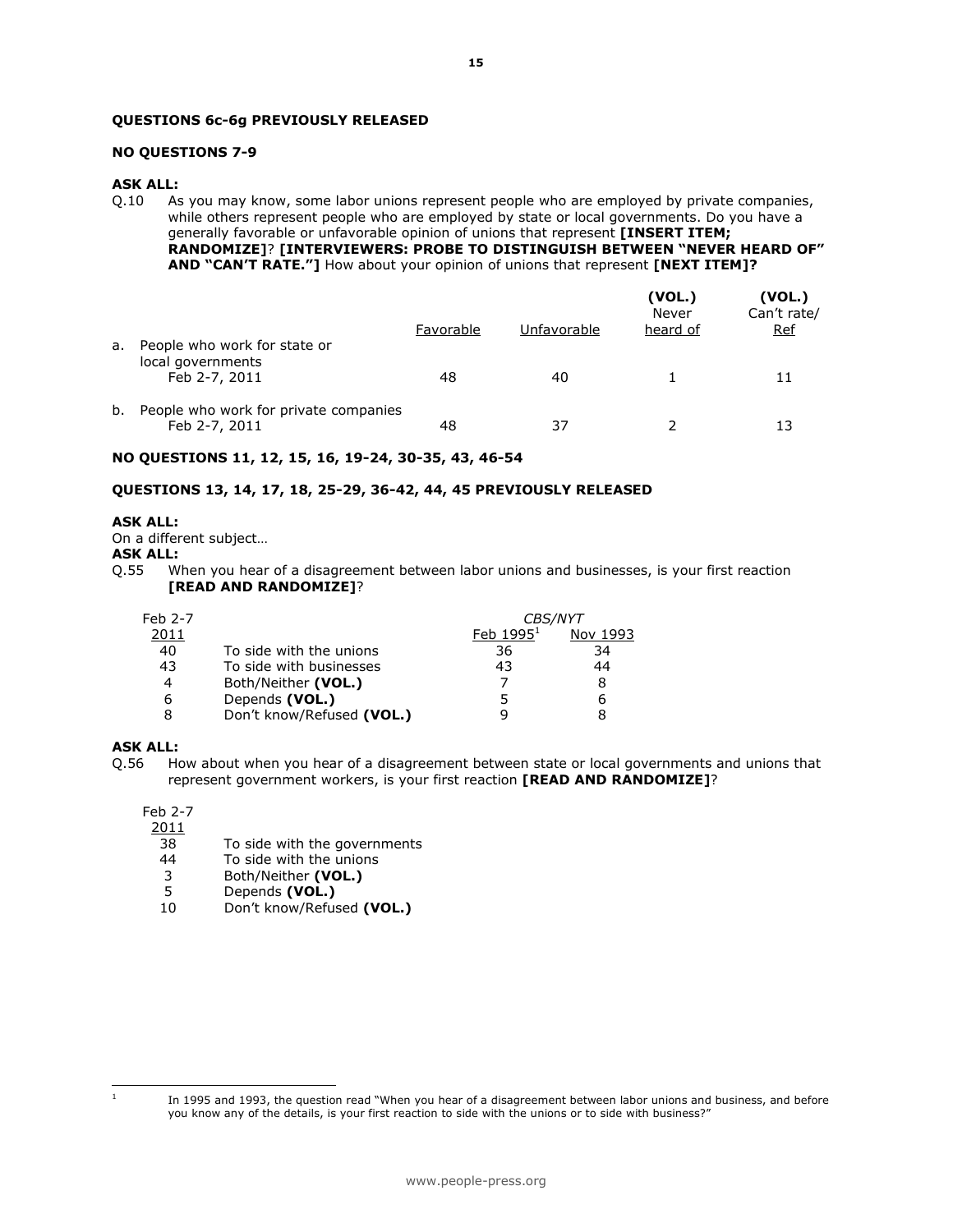**QUESTIONS 6c-6g PREVIOUSLY RELEASED**

**NO QUESTIONS 7-9**

**ASK ALL:**

Q.10 As you may know, some labor unions represent people who are employed by private companies, while others represent people who are employed by state or local governments. Do you have a generally favorable or unfavorable opinion of unions that represent **[INSERT ITEM; RANDOMIZE]**? **[INTERVIEWERS: PROBE TO DISTINGUISH BETWEEN "NEVER HEARD OF" AND "CAN'T RATE."]** How about your opinion of unions that represent **[NEXT ITEM]?**

| | Favorable | Unfavorable | (VOL.) Never heard of | (VOL.) Can't rate/ Ref |
|---|---|---|---|---|
| a. People who work for state or local governments | | | | |
| Feb 2-7, 2011 | 48 | 40 | 1 | 11 |
| b. People who work for private companies | | | | |
| Feb 2-7, 2011 | 48 | 37 | 2 | 13 |

**NO QUESTIONS 11, 12, 15, 16, 19-24, 30-35, 43, 46-54**

**QUESTIONS 13, 14, 17, 18, 25-29, 36-42, 44, 45 PREVIOUSLY RELEASED**

**ASK ALL:**

On a different subject…

**ASK ALL:**

Q.55 When you hear of a disagreement between labor unions and businesses, is your first reaction **[READ AND RANDOMIZE]**?

| Feb 2-7 2011 | | *CBS/NYT* Feb 1995[1] | Nov 1993 |
|---|---|---|---|
| 40 | To side with the unions | 36 | 34 |
| 43 | To side with businesses | 43 | 44 |
| 4 | Both/Neither **(VOL.)** | 7 | 8 |
| 6 | Depends **(VOL.)** | 5 | 6 |
| 8 | Don't know/Refused **(VOL.)** | 9 | 8 |

**ASK ALL:**

Q.56 How about when you hear of a disagreement between state or local governments and unions that represent government workers, is your first reaction **[READ AND RANDOMIZE]**?

| Feb 2-7 2011 | |
|---|---|
| 38 | To side with the governments |
| 44 | To side with the unions |
| 3 | Both/Neither **(VOL.)** |
| 5 | Depends **(VOL.)** |
| 10 | Don't know/Refused **(VOL.)** |

[1] In 1995 and 1993, the question read "When you hear of a disagreement between labor unions and business, and before you know any of the details, is your first reaction to side with the unions or to side with business?"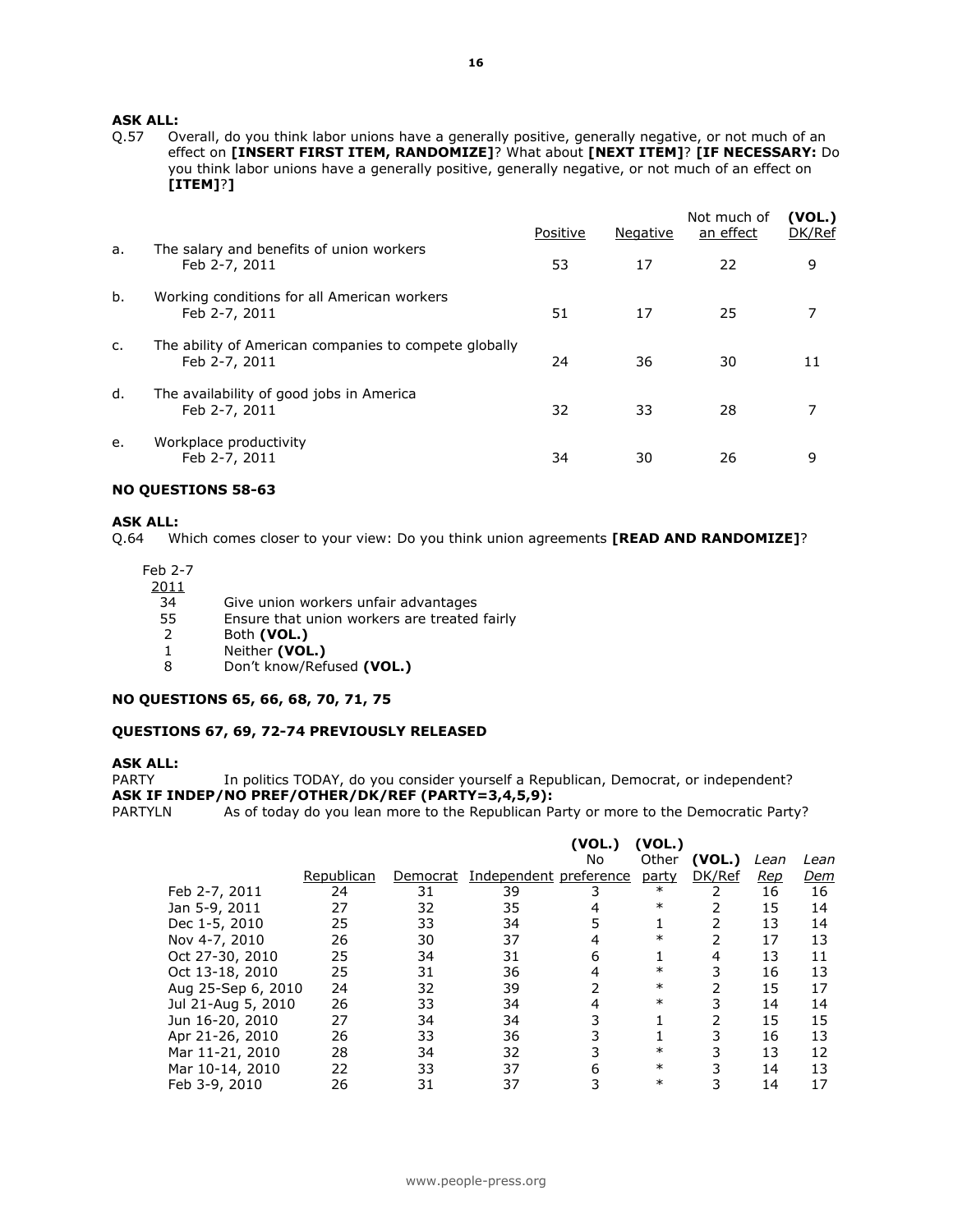**ASK ALL:**

Q.57 Overall, do you think labor unions have a generally positive, generally negative, or not much of an effect on **[INSERT FIRST ITEM, RANDOMIZE]**? What about **[NEXT ITEM]**? **[IF NECESSARY:** Do you think labor unions have a generally positive, generally negative, or not much of an effect on **[ITEM]**?**]**

| | | Positive | Negative | Not much of an effect | **(VOL.)** DK/Ref |
|---|---|---|---|---|---|
| a. | The salary and benefits of union workers | | | | |
| | Feb 2-7, 2011 | 53 | 17 | 22 | 9 |
| b. | Working conditions for all American workers | | | | |
| | Feb 2-7, 2011 | 51 | 17 | 25 | 7 |
| c. | The ability of American companies to compete globally | | | | |
| | Feb 2-7, 2011 | 24 | 36 | 30 | 11 |
| d. | The availability of good jobs in America | | | | |
| | Feb 2-7, 2011 | 32 | 33 | 28 | 7 |
| e. | Workplace productivity | | | | |
| | Feb 2-7, 2011 | 34 | 30 | 26 | 9 |

**NO QUESTIONS 58-63**

**ASK ALL:**

Q.64 Which comes closer to your view: Do you think union agreements **[READ AND RANDOMIZE]**?

| Feb 2-7 2011 | |
|---|---|
| 34 | Give union workers unfair advantages |
| 55 | Ensure that union workers are treated fairly |
| 2 | Both **(VOL.)** |
| 1 | Neither **(VOL.)** |
| 8 | Don't know/Refused **(VOL.)** |

**NO QUESTIONS 65, 66, 68, 70, 71, 75**

**QUESTIONS 67, 69, 72-74 PREVIOUSLY RELEASED**

**ASK ALL:**

PARTY In politics TODAY, do you consider yourself a Republican, Democrat, or independent?

**ASK IF INDEP/NO PREF/OTHER/DK/REF (PARTY=3,4,5,9):**

PARTYLN As of today do you lean more to the Republican Party or more to the Democratic Party?

| | Republican | Democrat | Independent | **(VOL.)** No preference | **(VOL.)** Other party | **(VOL.)** DK/Ref | *Lean Rep* | *Lean Dem* |
|---|---|---|---|---|---|---|---|---|
| Feb 2-7, 2011 | 24 | 31 | 39 | 3 | * | 2 | 16 | 16 |
| Jan 5-9, 2011 | 27 | 32 | 35 | 4 | * | 2 | 15 | 14 |
| Dec 1-5, 2010 | 25 | 33 | 34 | 5 | 1 | 2 | 13 | 14 |
| Nov 4-7, 2010 | 26 | 30 | 37 | 4 | * | 2 | 17 | 13 |
| Oct 27-30, 2010 | 25 | 34 | 31 | 6 | 1 | 4 | 13 | 11 |
| Oct 13-18, 2010 | 25 | 31 | 36 | 4 | * | 3 | 16 | 13 |
| Aug 25-Sep 6, 2010 | 24 | 32 | 39 | 2 | * | 2 | 15 | 17 |
| Jul 21-Aug 5, 2010 | 26 | 33 | 34 | 4 | * | 3 | 14 | 14 |
| Jun 16-20, 2010 | 27 | 34 | 34 | 3 | 1 | 2 | 15 | 15 |
| Apr 21-26, 2010 | 26 | 33 | 36 | 3 | 1 | 3 | 16 | 13 |
| Mar 11-21, 2010 | 28 | 34 | 32 | 3 | * | 3 | 13 | 12 |
| Mar 10-14, 2010 | 22 | 33 | 37 | 6 | * | 3 | 14 | 13 |
| Feb 3-9, 2010 | 26 | 31 | 37 | 3 | * | 3 | 14 | 17 |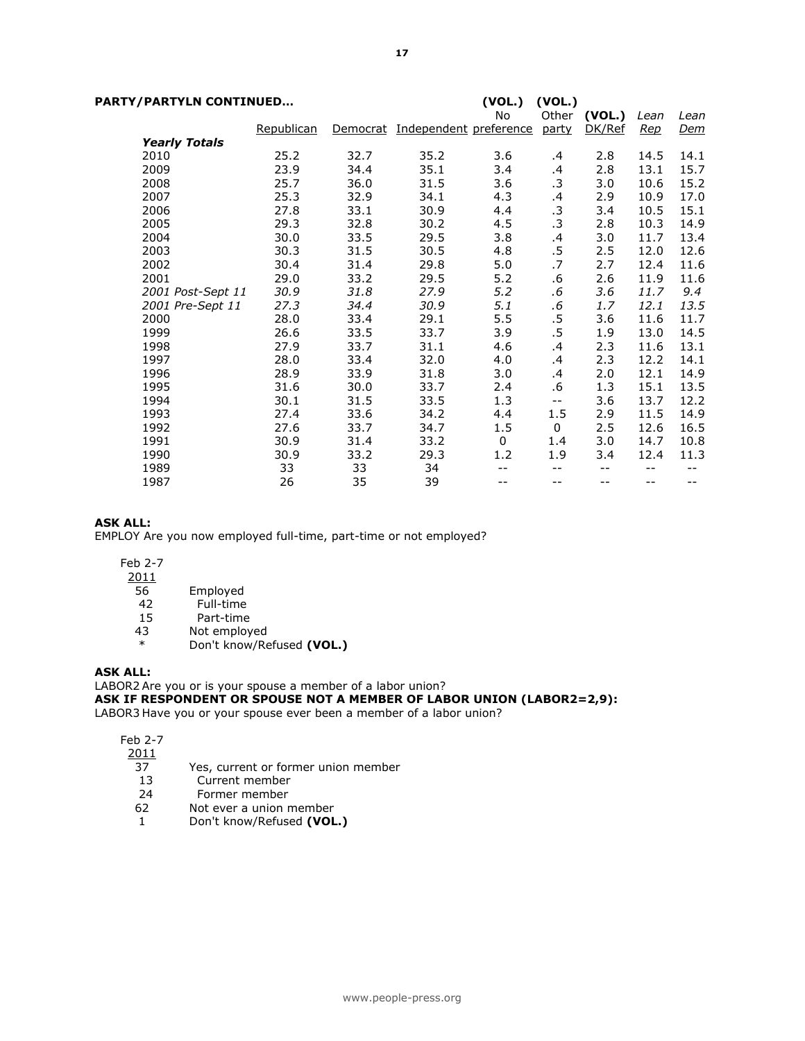**PARTY/PARTYLN CONTINUED…**

| | Republican | Democrat | Independent | (VOL.) No preference | (VOL.) Other party | (VOL.) DK/Ref | *Lean Rep* | *Lean Dem* |
|---|---|---|---|---|---|---|---|---|
| ***Yearly Totals*** | | | | | | | | |
| 2010 | 25.2 | 32.7 | 35.2 | 3.6 | .4 | 2.8 | 14.5 | 14.1 |
| 2009 | 23.9 | 34.4 | 35.1 | 3.4 | .4 | 2.8 | 13.1 | 15.7 |
| 2008 | 25.7 | 36.0 | 31.5 | 3.6 | .3 | 3.0 | 10.6 | 15.2 |
| 2007 | 25.3 | 32.9 | 34.1 | 4.3 | .4 | 2.9 | 10.9 | 17.0 |
| 2006 | 27.8 | 33.1 | 30.9 | 4.4 | .3 | 3.4 | 10.5 | 15.1 |
| 2005 | 29.3 | 32.8 | 30.2 | 4.5 | .3 | 2.8 | 10.3 | 14.9 |
| 2004 | 30.0 | 33.5 | 29.5 | 3.8 | .4 | 3.0 | 11.7 | 13.4 |
| 2003 | 30.3 | 31.5 | 30.5 | 4.8 | .5 | 2.5 | 12.0 | 12.6 |
| 2002 | 30.4 | 31.4 | 29.8 | 5.0 | .7 | 2.7 | 12.4 | 11.6 |
| 2001 | 29.0 | 33.2 | 29.5 | 5.2 | .6 | 2.6 | 11.9 | 11.6 |
| *2001 Post-Sept 11* | *30.9* | *31.8* | *27.9* | *5.2* | *.6* | *3.6* | *11.7* | *9.4* |
| *2001 Pre-Sept 11* | *27.3* | *34.4* | *30.9* | *5.1* | *.6* | *1.7* | *12.1* | *13.5* |
| 2000 | 28.0 | 33.4 | 29.1 | 5.5 | .5 | 3.6 | 11.6 | 11.7 |
| 1999 | 26.6 | 33.5 | 33.7 | 3.9 | .5 | 1.9 | 13.0 | 14.5 |
| 1998 | 27.9 | 33.7 | 31.1 | 4.6 | .4 | 2.3 | 11.6 | 13.1 |
| 1997 | 28.0 | 33.4 | 32.0 | 4.0 | .4 | 2.3 | 12.2 | 14.1 |
| 1996 | 28.9 | 33.9 | 31.8 | 3.0 | .4 | 2.0 | 12.1 | 14.9 |
| 1995 | 31.6 | 30.0 | 33.7 | 2.4 | .6 | 1.3 | 15.1 | 13.5 |
| 1994 | 30.1 | 31.5 | 33.5 | 1.3 | -- | 3.6 | 13.7 | 12.2 |
| 1993 | 27.4 | 33.6 | 34.2 | 4.4 | 1.5 | 2.9 | 11.5 | 14.9 |
| 1992 | 27.6 | 33.7 | 34.7 | 1.5 | 0 | 2.5 | 12.6 | 16.5 |
| 1991 | 30.9 | 31.4 | 33.2 | 0 | 1.4 | 3.0 | 14.7 | 10.8 |
| 1990 | 30.9 | 33.2 | 29.3 | 1.2 | 1.9 | 3.4 | 12.4 | 11.3 |
| 1989 | 33 | 33 | 34 | -- | -- | -- | -- | -- |
| 1987 | 26 | 35 | 39 | -- | -- | -- | -- | -- |

**ASK ALL:**

EMPLOY Are you now employed full-time, part-time or not employed?

| Feb 2-7 2011 | |
|---|---|
| 56 | Employed |
| 42 | Full-time |
| 15 | Part-time |
| 43 | Not employed |
| * | Don't know/Refused **(VOL.)** |

**ASK ALL:**

LABOR2 Are you or is your spouse a member of a labor union?

**ASK IF RESPONDENT OR SPOUSE NOT A MEMBER OF LABOR UNION (LABOR2=2,9):**

LABOR3 Have you or your spouse ever been a member of a labor union?

| Feb 2-7 2011 | |
|---|---|
| 37 | Yes, current or former union member |
| 13 | Current member |
| 24 | Former member |
| 62 | Not ever a union member |
| 1 | Don't know/Refused **(VOL.)** |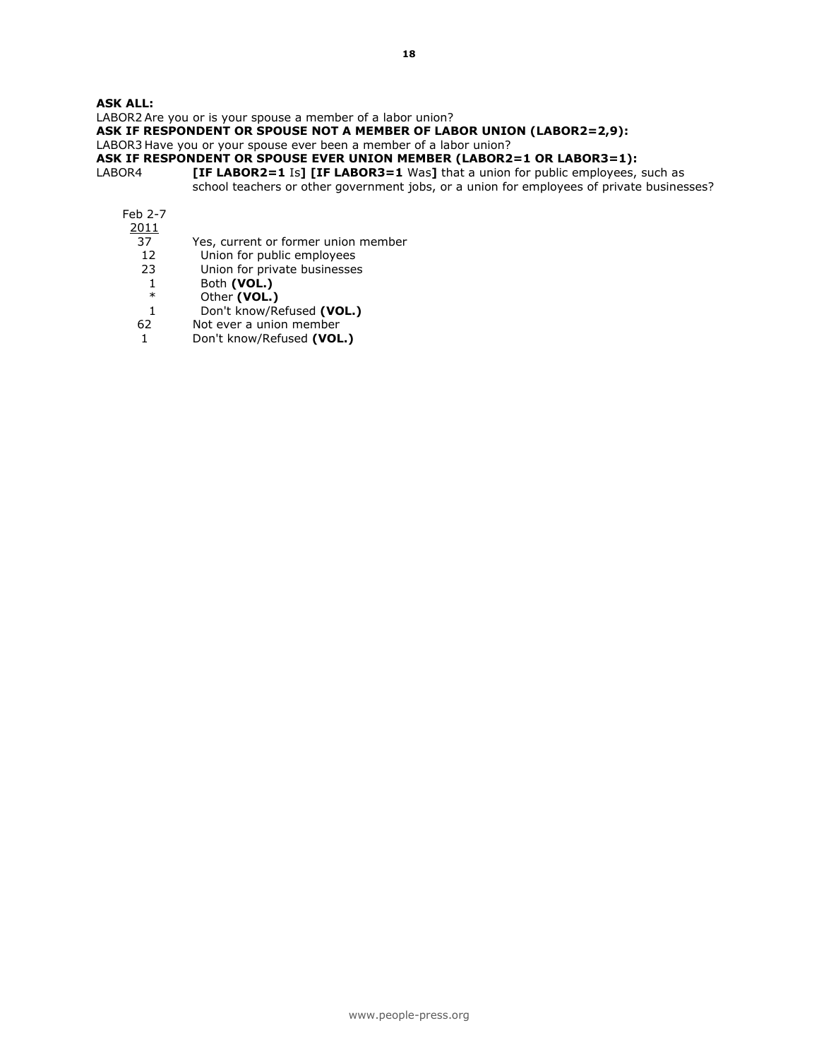**ASK ALL:**

LABOR2 Are you or is your spouse a member of a labor union?

**ASK IF RESPONDENT OR SPOUSE NOT A MEMBER OF LABOR UNION (LABOR2=2,9):**

LABOR3 Have you or your spouse ever been a member of a labor union?

**ASK IF RESPONDENT OR SPOUSE EVER UNION MEMBER (LABOR2=1 OR LABOR3=1):**

LABOR4 **[IF LABOR2=1** Is**] [IF LABOR3=1** Was**]** that a union for public employees, such as school teachers or other government jobs, or a union for employees of private businesses?

| Feb 2-7 2011 | |
|---|---|
| 37 | Yes, current or former union member |
| 12 | Union for public employees |
| 23 | Union for private businesses |
| 1 | Both **(VOL.)** |
| * | Other **(VOL.)** |
| 1 | Don't know/Refused **(VOL.)** |
| 62 | Not ever a union member |
| 1 | Don't know/Refused **(VOL.)** |